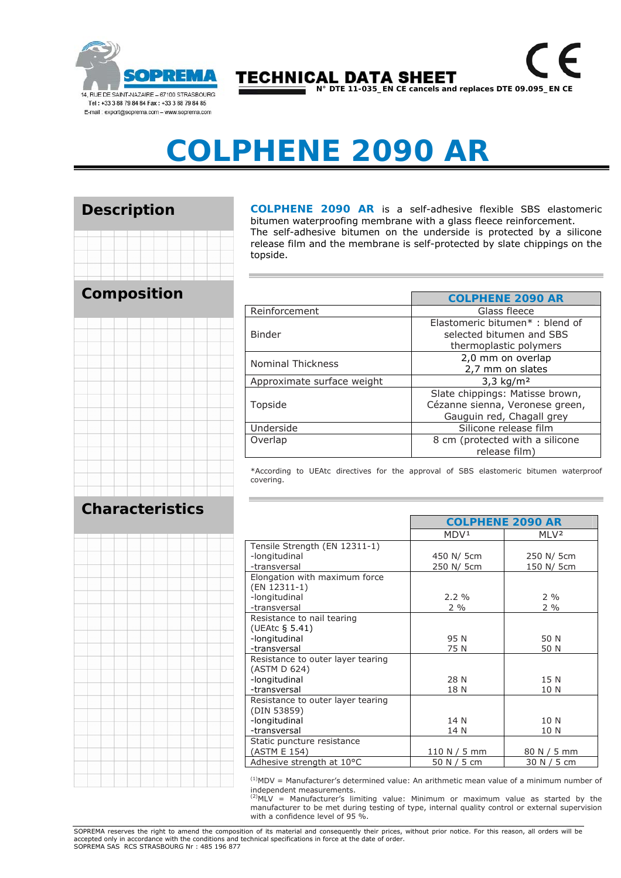SOPREMA

14, RUE DE SAINT-NAZAIRE – 67100 STRASBOURG
Tel : +33 3 88 79 84 84 Fax : +33 3 88 79 84 85
E-mail : export@soprema.com – www.soprema.com

**TECHNICAL DATA SHEET**

**N° DTE 11-035_EN CE cancels and replaces DTE 09.095_EN CE**

# COLPHENE 2090 AR

## Description

**COLPHENE 2090 AR** is a self-adhesive flexible SBS elastomeric bitumen waterproofing membrane with a glass fleece reinforcement.
The self-adhesive bitumen on the underside is protected by a silicone release film and the membrane is self-protected by slate chippings on the topside.

## Composition

| | COLPHENE 2090 AR |
|---|---|
| Reinforcement | Glass fleece |
| Binder | Elastomeric bitumen* : blend of selected bitumen and SBS thermoplastic polymers |
| Nominal Thickness | 2,0 mm on overlap<br>2,7 mm on slates |
| Approximate surface weight | 3,3 kg/m² |
| Topside | Slate chippings: Matisse brown, Cézanne sienna, Veronese green, Gauguin red, Chagall grey |
| Underside | Silicone release film |
| Overlap | 8 cm (protected with a silicone release film) |

*According to UEAtc directives for the approval of SBS elastomeric bitumen waterproof covering.

## Characteristics

| | COLPHENE 2090 AR | |
|---|---|---|
| | MDV[1] | MLV[2] |
| Tensile Strength (EN 12311-1)<br>-longitudinal<br>-transversal | <br>450 N/ 5cm<br>250 N/ 5cm | <br>250 N/ 5cm<br>150 N/ 5cm |
| Elongation with maximum force (EN 12311-1)<br>-longitudinal<br>-transversal | <br>2.2 %<br>2 % | <br>2 %<br>2 % |
| Resistance to nail tearing (UEAtc § 5.41)<br>-longitudinal<br>-transversal | <br>95 N<br>75 N | <br>50 N<br>50 N |
| Resistance to outer layer tearing (ASTM D 624)<br>-longitudinal<br>-transversal | <br>28 N<br>18 N | <br>15 N<br>10 N |
| Resistance to outer layer tearing (DIN 53859)<br>-longitudinal<br>-transversal | <br>14 N<br>14 N | <br>10 N<br>10 N |
| Static puncture resistance (ASTM E 154) | 110 N / 5 mm | 80 N / 5 mm |
| Adhesive strength at 10°C | 50 N / 5 cm | 30 N / 5 cm |

[1]MDV = Manufacturer's determined value: An arithmetic mean value of a minimum number of independent measurements.
[2]MLV = Manufacturer's limiting value: Minimum or maximum value as started by the manufacturer to be met during testing of type, internal quality control or external supervision with a confidence level of 95 %.

SOPREMA reserves the right to amend the composition of its material and consequently their prices, without prior notice. For this reason, all orders will be accepted only in accordance with the conditions and technical specifications in force at the date of order.
SOPREMA SAS RCS STRASBOURG Nr : 485 196 877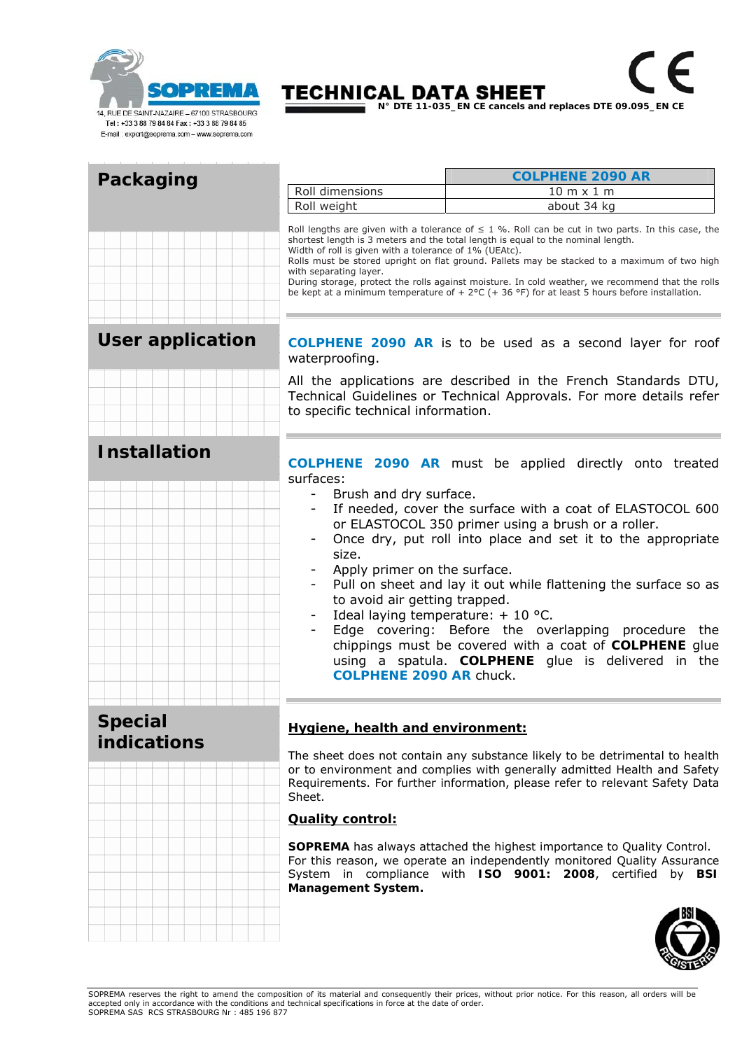# TECHNICAL DATA SHEET

N° DTE 11-035_ EN CE cancels and replaces DTE 09.095_ EN CE

## Packaging

| | COLPHENE 2090 AR |
|---|---|
| Roll dimensions | 10 m x 1 m |
| Roll weight | about 34 kg |

Roll lengths are given with a tolerance of ≤ 1 %. Roll can be cut in two parts. In this case, the shortest length is 3 meters and the total length is equal to the nominal length.
Width of roll is given with a tolerance of 1% (UEAtc).
Rolls must be stored upright on flat ground. Pallets may be stacked to a maximum of two high with separating layer.
During storage, protect the rolls against moisture. In cold weather, we recommend that the rolls be kept at a minimum temperature of + 2°C (+ 36 °F) for at least 5 hours before installation.

## User application

**COLPHENE 2090 AR** is to be used as a second layer for roof waterproofing.

All the applications are described in the French Standards DTU, Technical Guidelines or Technical Approvals. For more details refer to specific technical information.

## Installation

**COLPHENE 2090 AR** must be applied directly onto treated surfaces:

- Brush and dry surface.
- If needed, cover the surface with a coat of ELASTOCOL 600 or ELASTOCOL 350 primer using a brush or a roller.
- Once dry, put roll into place and set it to the appropriate size.
- Apply primer on the surface.
- Pull on sheet and lay it out while flattening the surface so as to avoid air getting trapped.
- Ideal laying temperature: + 10 °C.
- Edge covering: Before the overlapping procedure the chippings must be covered with a coat of **COLPHENE** glue using a spatula. **COLPHENE** glue is delivered in the **COLPHENE 2090 AR** chuck.

## Special indications

**Hygiene, health and environment:**

The sheet does not contain any substance likely to be detrimental to health or to environment and complies with generally admitted Health and Safety Requirements. For further information, please refer to relevant Safety Data Sheet.

**Quality control:**

**SOPREMA** has always attached the highest importance to Quality Control. For this reason, we operate an independently monitored Quality Assurance System in compliance with **ISO 9001: 2008**, certified by **BSI Management System.**

SOPREMA reserves the right to amend the composition of its material and consequently their prices, without prior notice. For this reason, all orders will be accepted only in accordance with the conditions and technical specifications in force at the date of order.
SOPREMA SAS RCS STRASBOURG Nr : 485 196 877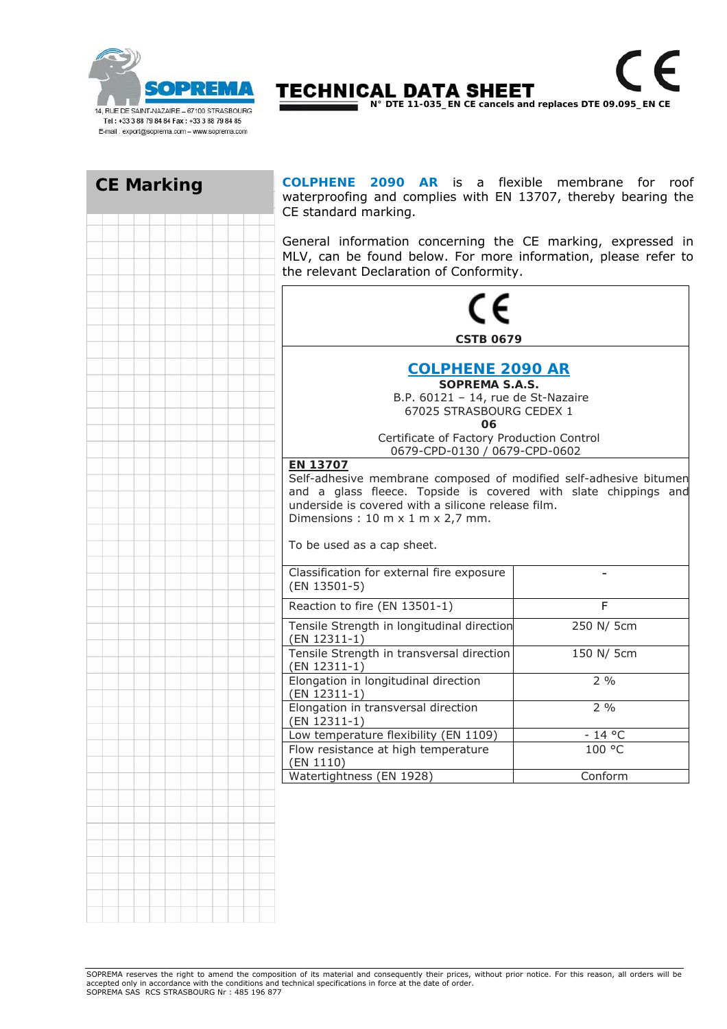SOPREMA

14, RUE DE SAINT-NAZAIRE – 67100 STRASBOURG
Tel : +33 3 88 79 84 84 Fax : +33 3 88 79 84 85
E-mail : export@soprema.com – www.soprema.com

# TECHNICAL DATA SHEET

**N° DTE 11-035_EN CE cancels and replaces DTE 09.095_EN CE**

## CE Marking

**COLPHENE 2090 AR** is a flexible membrane for roof waterproofing and complies with EN 13707, thereby bearing the CE standard marking.

General information concerning the CE marking, expressed in MLV, can be found below. For more information, please refer to the relevant Declaration of Conformity.

CE

**CSTB 0679**

**COLPHENE 2090 AR**

**SOPREMA S.A.S.**
B.P. 60121 – 14, rue de St-Nazaire
67025 STRASBOURG CEDEX 1
**06**
Certificate of Factory Production Control
0679-CPD-0130 / 0679-CPD-0602

**EN 13707**
Self-adhesive membrane composed of modified self-adhesive bitumen and a glass fleece. Topside is covered with slate chippings and underside is covered with a silicone release film.
Dimensions : 10 m x 1 m x 2,7 mm.

To be used as a cap sheet.

| | |
|---|---|
| Classification for external fire exposure (EN 13501-5) | - |
| Reaction to fire (EN 13501-1) | F |
| Tensile Strength in longitudinal direction (EN 12311-1) | 250 N/ 5cm |
| Tensile Strength in transversal direction (EN 12311-1) | 150 N/ 5cm |
| Elongation in longitudinal direction (EN 12311-1) | 2 % |
| Elongation in transversal direction (EN 12311-1) | 2 % |
| Low temperature flexibility (EN 1109) | - 14 °C |
| Flow resistance at high temperature (EN 1110) | 100 °C |
| Watertightness (EN 1928) | Conform |

SOPREMA reserves the right to amend the composition of its material and consequently their prices, without prior notice. For this reason, all orders will be accepted only in accordance with the conditions and technical specifications in force at the date of order.
SOPREMA SAS RCS STRASBOURG Nr : 485 196 877